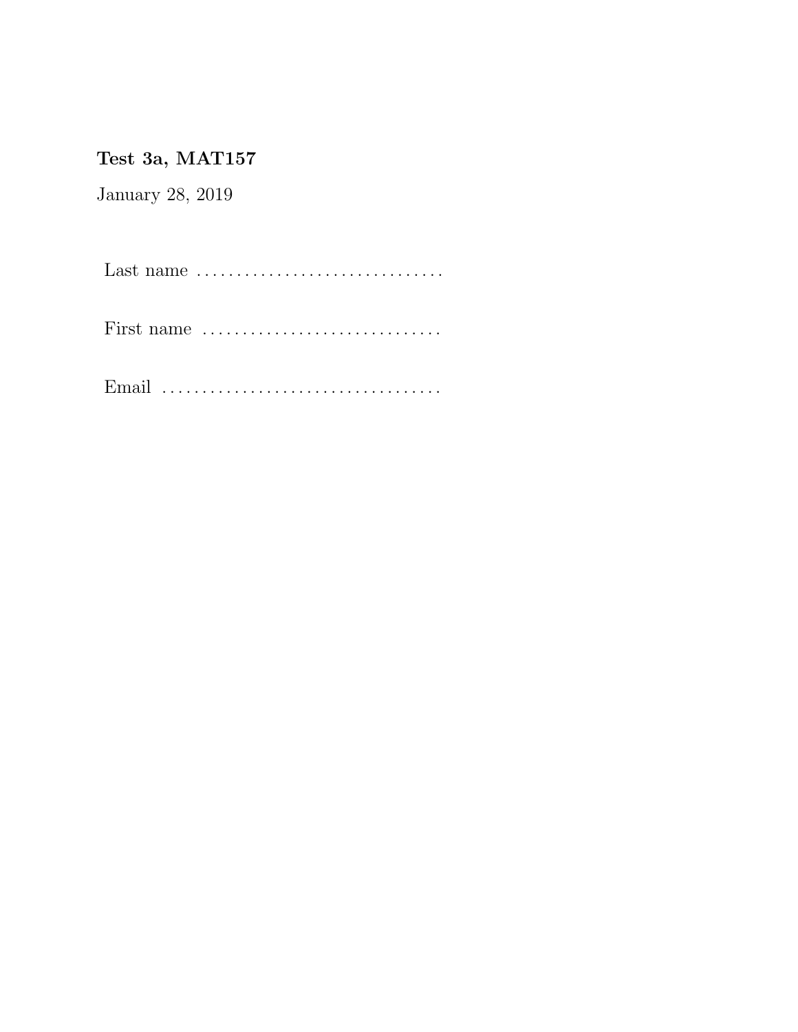**Test 3a, MAT157**

January 28, 2019

Last name ................................

First name ...............................

Email ...................................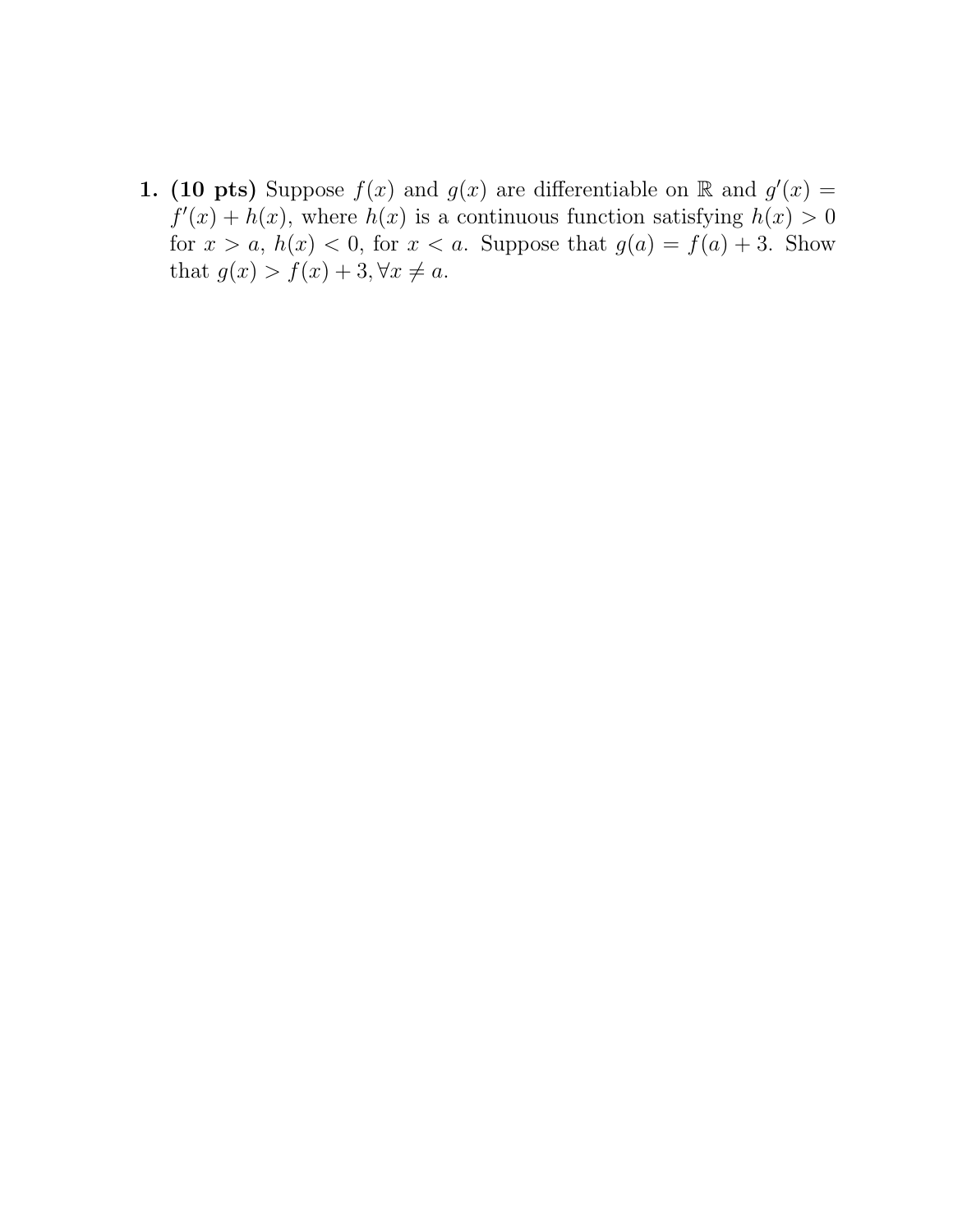1. **(10 pts)** Suppose $f(x)$ and $g(x)$ are differentiable on $\mathbb{R}$ and $g'(x) = f'(x) + h(x)$, where $h(x)$ is a continuous function satisfying $h(x) > 0$ for $x > a$, $h(x) < 0$, for $x < a$. Suppose that $g(a) = f(a) + 3$. Show that $g(x) > f(x) + 3, \forall x \neq a$.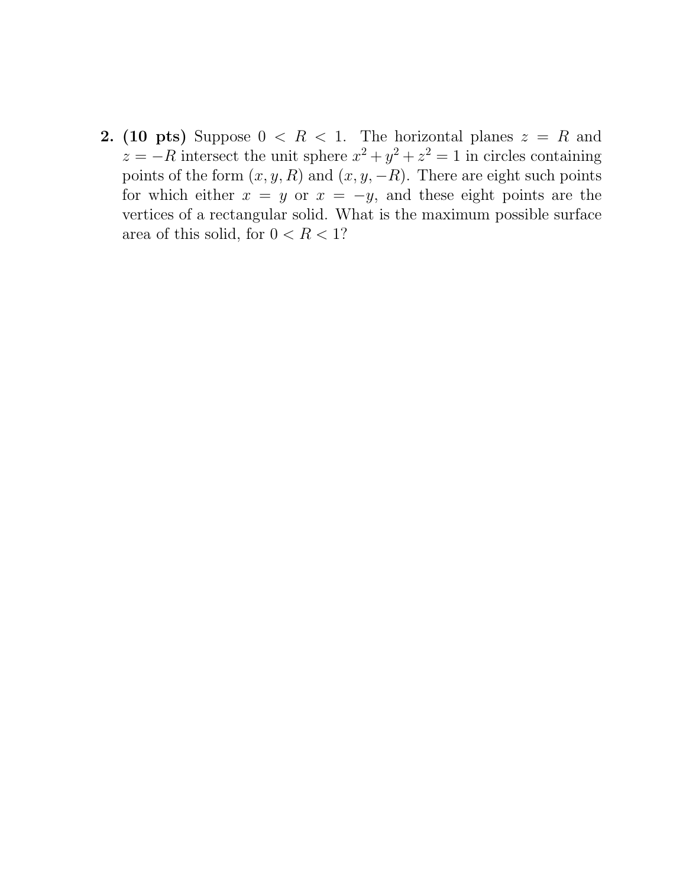**2. (10 pts)** Suppose $0 < R < 1$. The horizontal planes $z = R$ and $z = -R$ intersect the unit sphere $x^2 + y^2 + z^2 = 1$ in circles containing points of the form $(x, y, R)$ and $(x, y, -R)$. There are eight such points for which either $x = y$ or $x = -y$, and these eight points are the vertices of a rectangular solid. What is the maximum possible surface area of this solid, for $0 < R < 1$?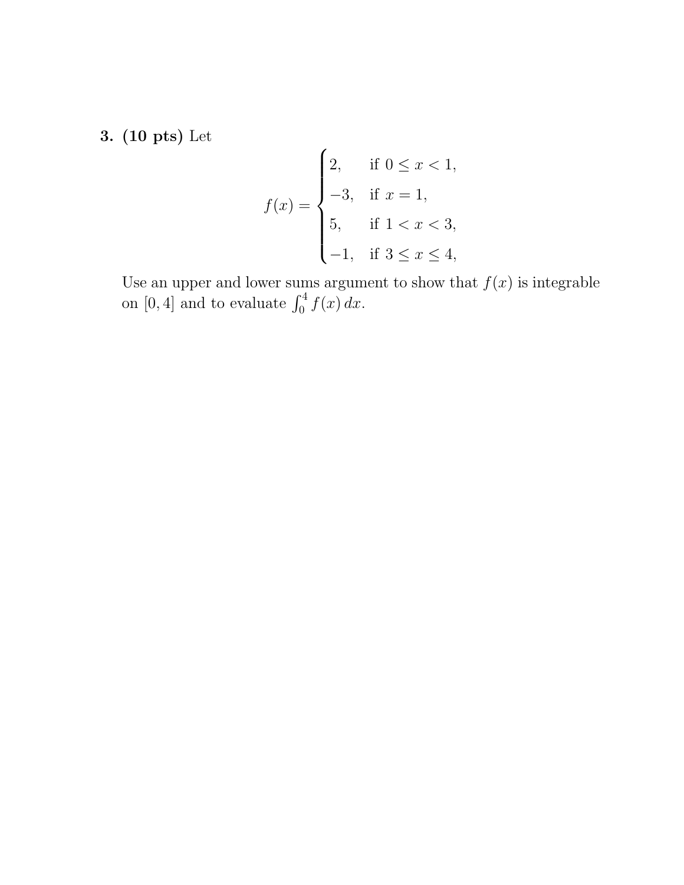**3. (10 pts)** Let

$$f(x) = \begin{cases} 2, & \text{if } 0 \le x < 1, \\ -3, & \text{if } x = 1, \\ 5, & \text{if } 1 < x < 3, \\ -1, & \text{if } 3 \le x \le 4, \end{cases}$$

Use an upper and lower sums argument to show that $f(x)$ is integrable on $[0, 4]$ and to evaluate $\int_0^4 f(x)\,dx$.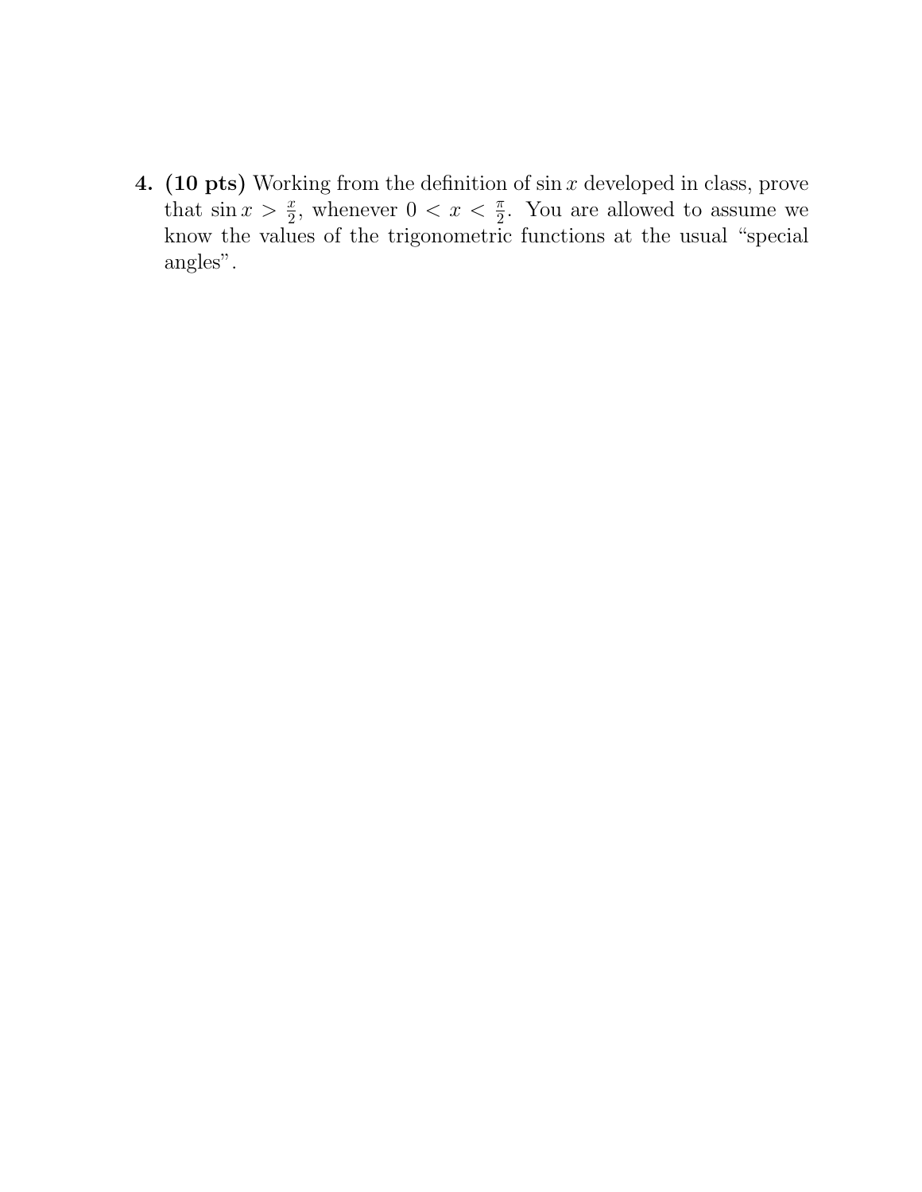**4. (10 pts)** Working from the definition of $\sin x$ developed in class, prove that $\sin x > \frac{x}{2}$, whenever $0 < x < \frac{\pi}{2}$. You are allowed to assume we know the values of the trigonometric functions at the usual "special angles".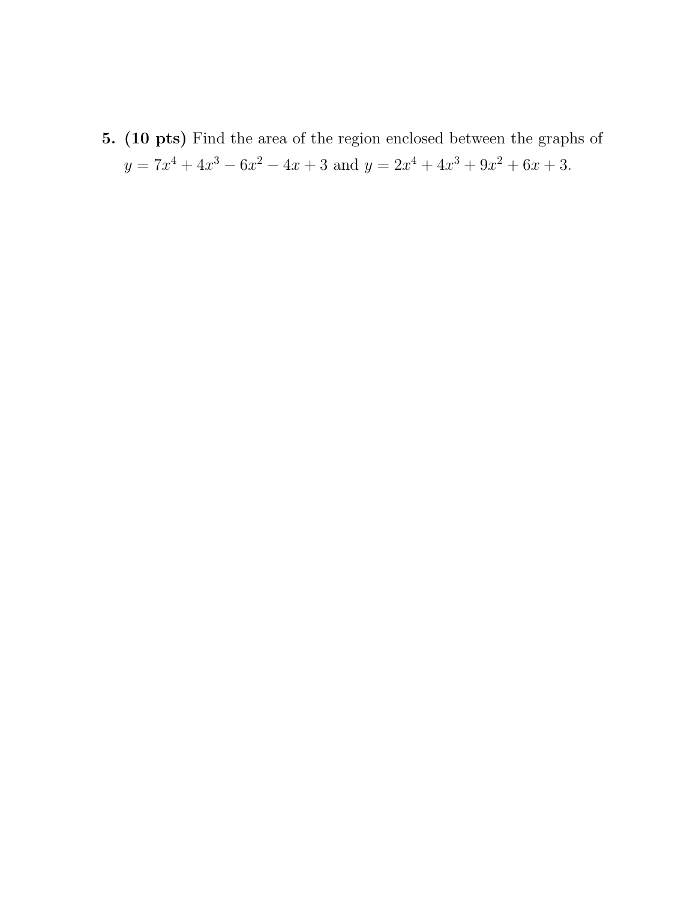**5. (10 pts)** Find the area of the region enclosed between the graphs of $y = 7x^4 + 4x^3 - 6x^2 - 4x + 3$ and $y = 2x^4 + 4x^3 + 9x^2 + 6x + 3$.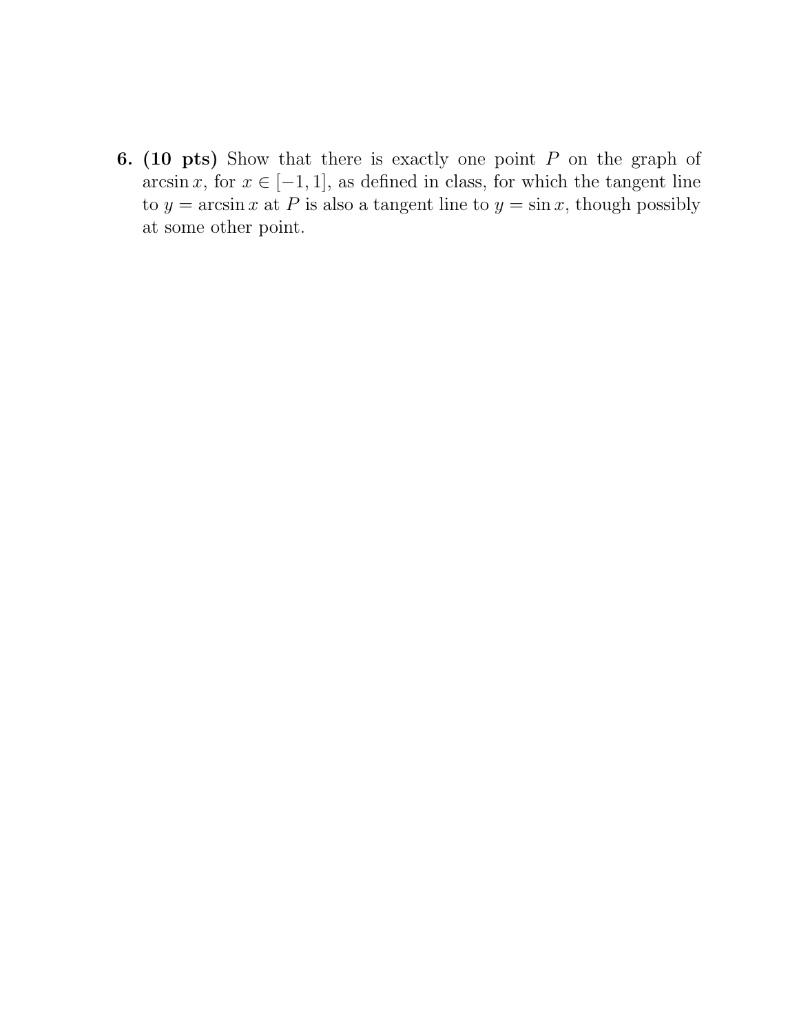**6. (10 pts)** Show that there is exactly one point $P$ on the graph of $\arcsin x$, for $x \in [-1, 1]$, as defined in class, for which the tangent line to $y = \arcsin x$ at $P$ is also a tangent line to $y = \sin x$, though possibly at some other point.